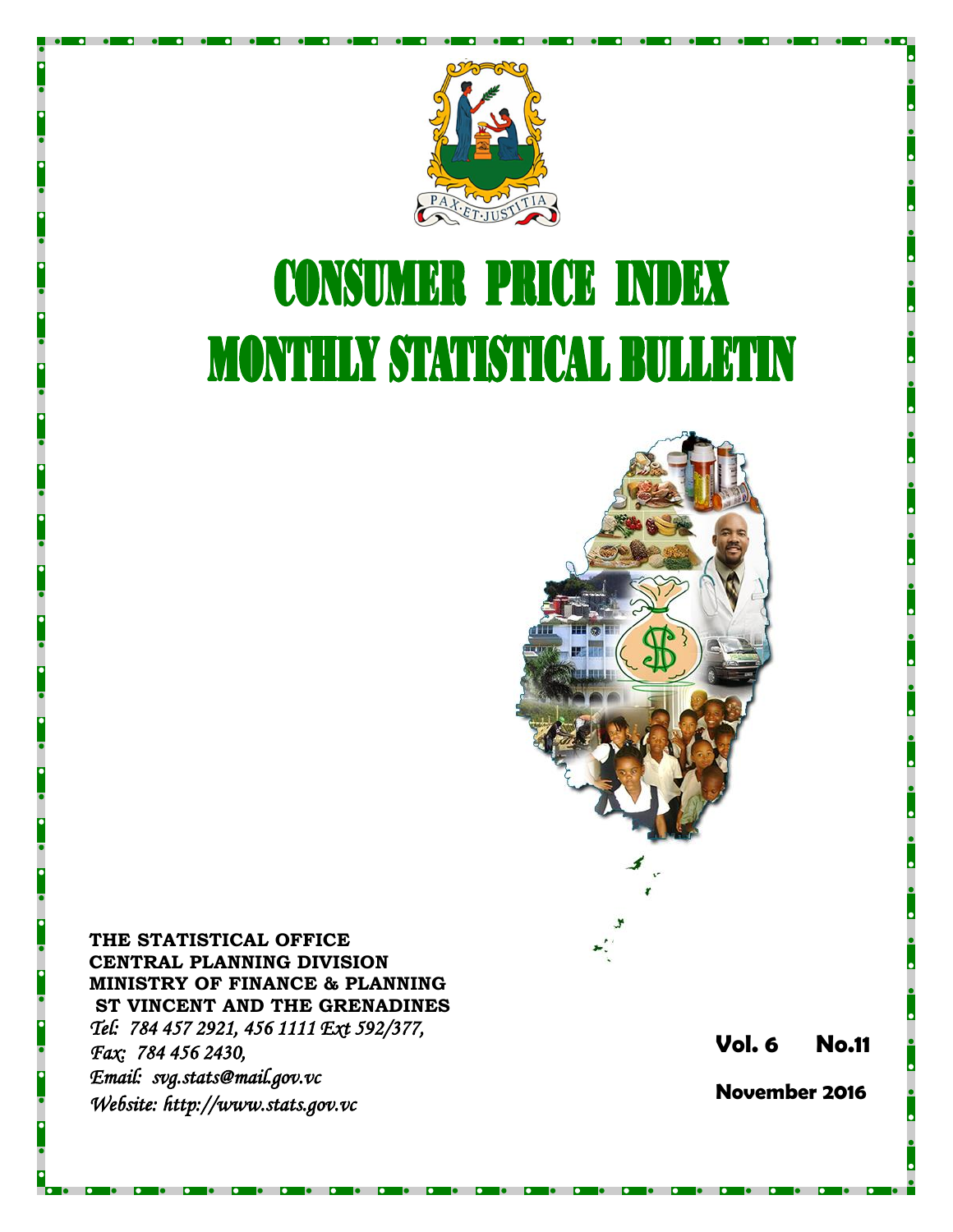# CONSUMER PRICE INDEX
# MONTHLY STATISTICAL BULLETIN

**THE STATISTICAL OFFICE**
**CENTRAL PLANNING DIVISION**
**MINISTRY OF FINANCE & PLANNING**
**ST VINCENT AND THE GRENADINES**

*Tel: 784 457 2921, 456 1111 Ext 592/377,*
*Fax: 784 456 2430,*
*Email: svg.stats@mail.gov.vc*
*Website: http://www.stats.gov.vc*

**Vol. 6 No.11**

**November 2016**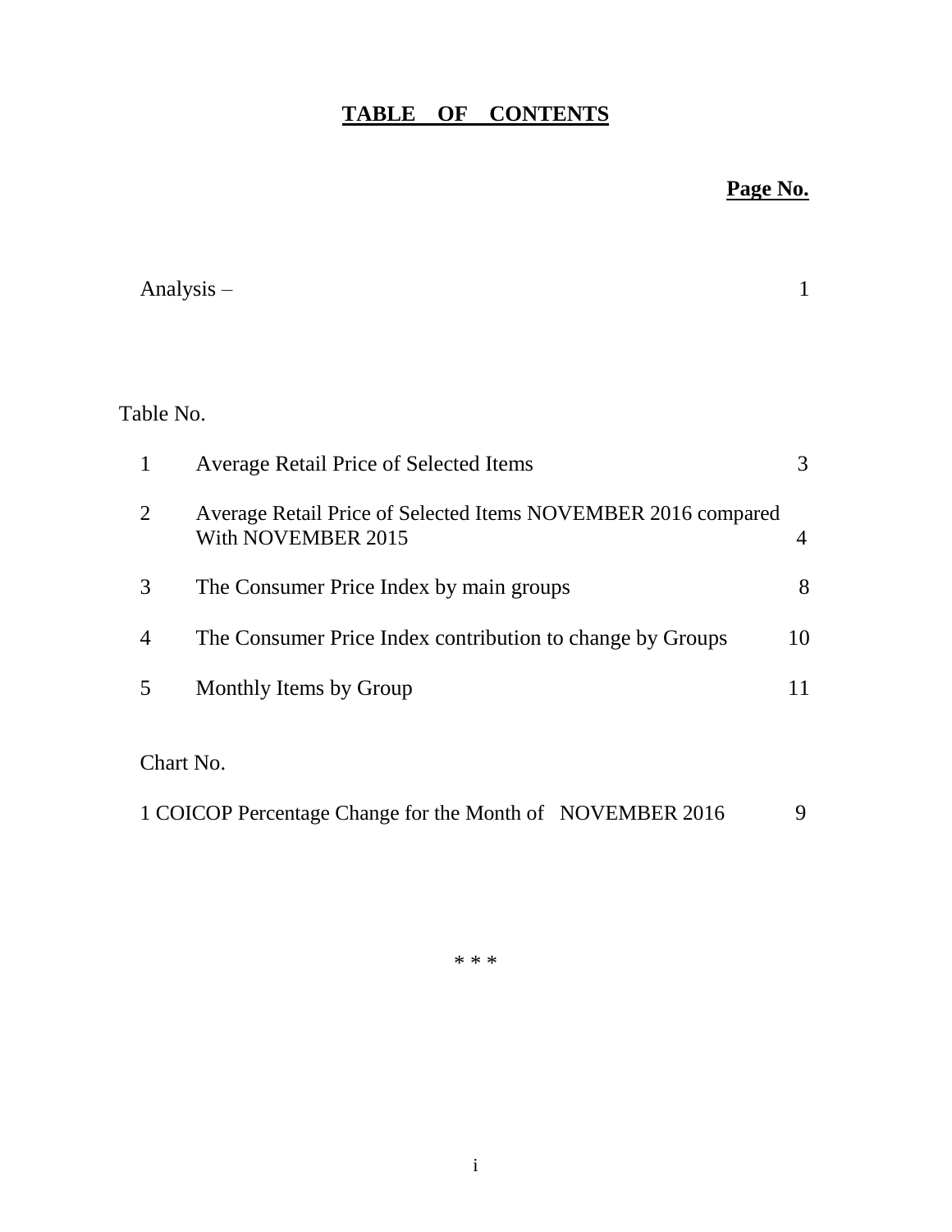# TABLE OF CONTENTS

**Page No.**

| | | Page No. |
|---|---|---|
| Analysis – | | 1 |

Table No.

| No. | Title | Page No. |
|---|---|---|
| 1 | Average Retail Price of Selected Items | 3 |
| 2 | Average Retail Price of Selected Items NOVEMBER 2016 compared With NOVEMBER 2015 | 4 |
| 3 | The Consumer Price Index by main groups | 8 |
| 4 | The Consumer Price Index contribution to change by Groups | 10 |
| 5 | Monthly Items by Group | 11 |

Chart No.

| No. | Title | Page No. |
|---|---|---|
| 1 | COICOP Percentage Change for the Month of NOVEMBER 2016 | 9 |

\* \* \*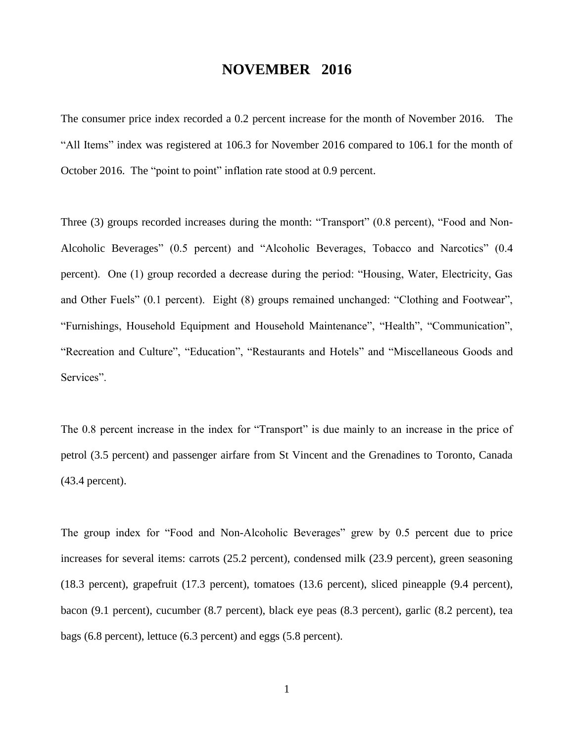# NOVEMBER 2016

The consumer price index recorded a 0.2 percent increase for the month of November 2016. The "All Items" index was registered at 106.3 for November 2016 compared to 106.1 for the month of October 2016. The "point to point" inflation rate stood at 0.9 percent.

Three (3) groups recorded increases during the month: "Transport" (0.8 percent), "Food and Non-Alcoholic Beverages" (0.5 percent) and "Alcoholic Beverages, Tobacco and Narcotics" (0.4 percent). One (1) group recorded a decrease during the period: "Housing, Water, Electricity, Gas and Other Fuels" (0.1 percent). Eight (8) groups remained unchanged: "Clothing and Footwear", "Furnishings, Household Equipment and Household Maintenance", "Health", "Communication", "Recreation and Culture", "Education", "Restaurants and Hotels" and "Miscellaneous Goods and Services".

The 0.8 percent increase in the index for "Transport" is due mainly to an increase in the price of petrol (3.5 percent) and passenger airfare from St Vincent and the Grenadines to Toronto, Canada (43.4 percent).

The group index for "Food and Non-Alcoholic Beverages" grew by 0.5 percent due to price increases for several items: carrots (25.2 percent), condensed milk (23.9 percent), green seasoning (18.3 percent), grapefruit (17.3 percent), tomatoes (13.6 percent), sliced pineapple (9.4 percent), bacon (9.1 percent), cucumber (8.7 percent), black eye peas (8.3 percent), garlic (8.2 percent), tea bags (6.8 percent), lettuce (6.3 percent) and eggs (5.8 percent).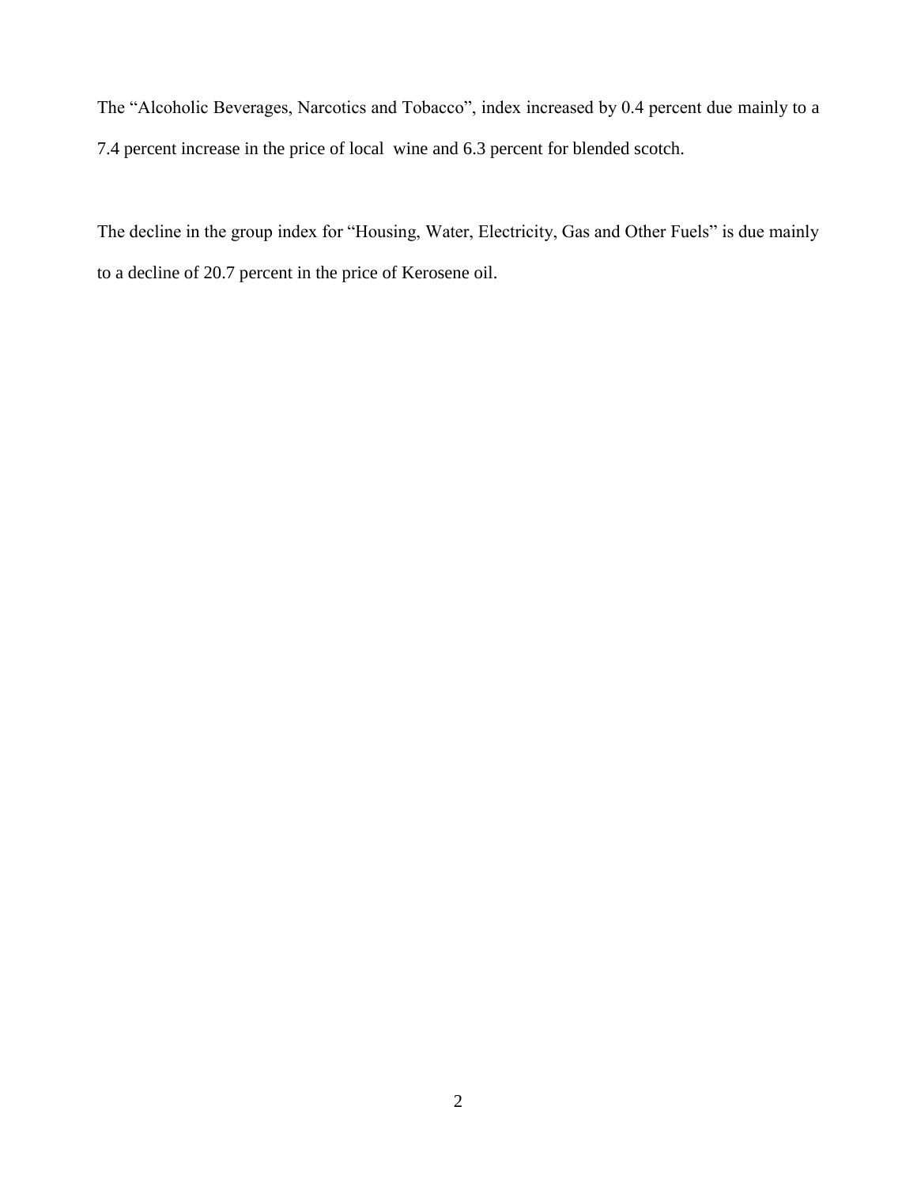The “Alcoholic Beverages, Narcotics and Tobacco”, index increased by 0.4 percent due mainly to a 7.4 percent increase in the price of local wine and 6.3 percent for blended scotch.

The decline in the group index for “Housing, Water, Electricity, Gas and Other Fuels” is due mainly to a decline of 20.7 percent in the price of Kerosene oil.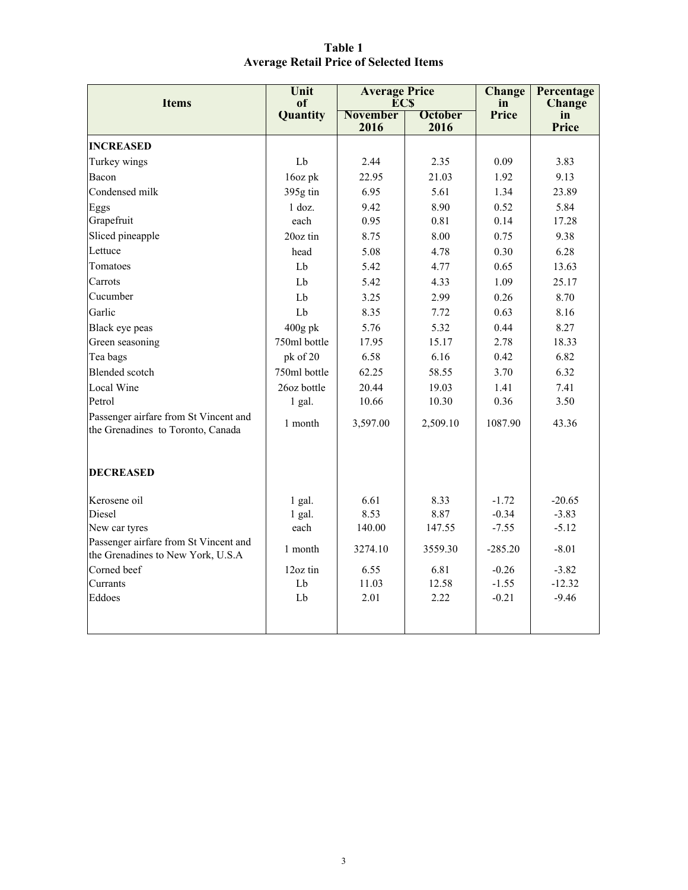**Table 1**
**Average Retail Price of Selected Items**

| Items | Unit of Quantity | Average Price EC$ | | Change in Price | Percentage Change in Price |
|---|---|---|---|---|---|
| | | November 2016 | October 2016 | | |
| **INCREASED** | | | | | |
| Turkey wings | Lb | 2.44 | 2.35 | 0.09 | 3.83 |
| Bacon | 16oz pk | 22.95 | 21.03 | 1.92 | 9.13 |
| Condensed milk | 395g tin | 6.95 | 5.61 | 1.34 | 23.89 |
| Eggs | 1 doz. | 9.42 | 8.90 | 0.52 | 5.84 |
| Grapefruit | each | 0.95 | 0.81 | 0.14 | 17.28 |
| Sliced pineapple | 20oz tin | 8.75 | 8.00 | 0.75 | 9.38 |
| Lettuce | head | 5.08 | 4.78 | 0.30 | 6.28 |
| Tomatoes | Lb | 5.42 | 4.77 | 0.65 | 13.63 |
| Carrots | Lb | 5.42 | 4.33 | 1.09 | 25.17 |
| Cucumber | Lb | 3.25 | 2.99 | 0.26 | 8.70 |
| Garlic | Lb | 8.35 | 7.72 | 0.63 | 8.16 |
| Black eye peas | 400g pk | 5.76 | 5.32 | 0.44 | 8.27 |
| Green seasoning | 750ml bottle | 17.95 | 15.17 | 2.78 | 18.33 |
| Tea bags | pk of 20 | 6.58 | 6.16 | 0.42 | 6.82 |
| Blended scotch | 750ml bottle | 62.25 | 58.55 | 3.70 | 6.32 |
| Local Wine | 26oz bottle | 20.44 | 19.03 | 1.41 | 7.41 |
| Petrol | 1 gal. | 10.66 | 10.30 | 0.36 | 3.50 |
| Passenger airfare from St Vincent and the Grenadines to Toronto, Canada | 1 month | 3,597.00 | 2,509.10 | 1087.90 | 43.36 |
| **DECREASED** | | | | | |
| Kerosene oil | 1 gal. | 6.61 | 8.33 | -1.72 | -20.65 |
| Diesel | 1 gal. | 8.53 | 8.87 | -0.34 | -3.83 |
| New car tyres | each | 140.00 | 147.55 | -7.55 | -5.12 |
| Passenger airfare from St Vincent and the Grenadines to New York, U.S.A | 1 month | 3274.10 | 3559.30 | -285.20 | -8.01 |
| Corned beef | 12oz tin | 6.55 | 6.81 | -0.26 | -3.82 |
| Currants | Lb | 11.03 | 12.58 | -1.55 | -12.32 |
| Eddoes | Lb | 2.01 | 2.22 | -0.21 | -9.46 |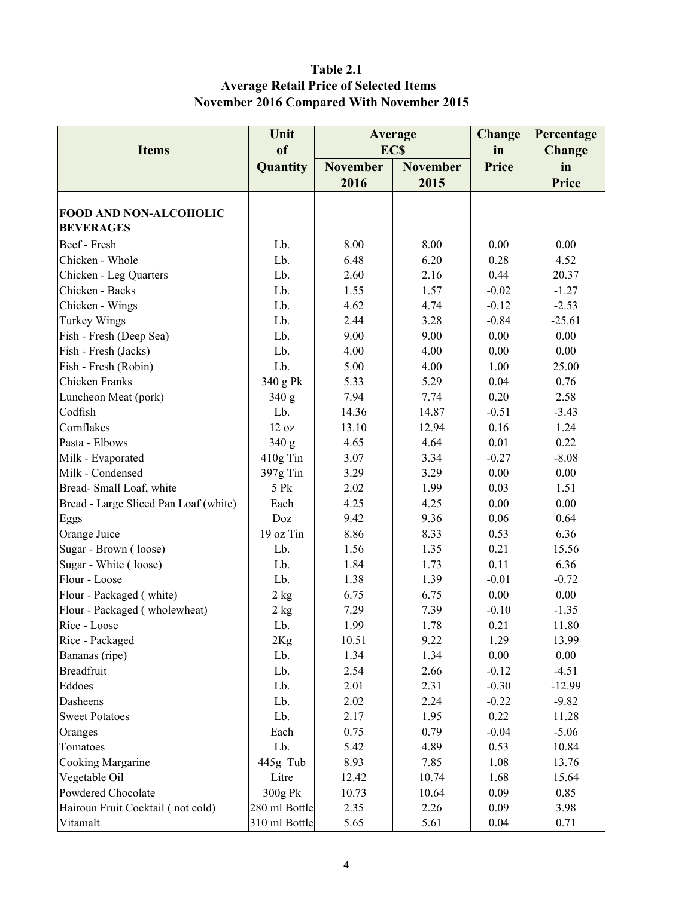**Table 2.1**
**Average Retail Price of Selected Items**
**November 2016 Compared With November 2015**

| Items | Unit of Quantity | Average EC$ | | Change in Price | Percentage Change in Price |
|---|---|---|---|---|---|
| | | November 2016 | November 2015 | | |
| **FOOD AND NON-ALCOHOLIC BEVERAGES** | | | | | |
| Beef - Fresh | Lb. | 8.00 | 8.00 | 0.00 | 0.00 |
| Chicken - Whole | Lb. | 6.48 | 6.20 | 0.28 | 4.52 |
| Chicken - Leg Quarters | Lb. | 2.60 | 2.16 | 0.44 | 20.37 |
| Chicken - Backs | Lb. | 1.55 | 1.57 | -0.02 | -1.27 |
| Chicken - Wings | Lb. | 4.62 | 4.74 | -0.12 | -2.53 |
| Turkey Wings | Lb. | 2.44 | 3.28 | -0.84 | -25.61 |
| Fish - Fresh (Deep Sea) | Lb. | 9.00 | 9.00 | 0.00 | 0.00 |
| Fish - Fresh (Jacks) | Lb. | 4.00 | 4.00 | 0.00 | 0.00 |
| Fish - Fresh (Robin) | Lb. | 5.00 | 4.00 | 1.00 | 25.00 |
| Chicken Franks | 340 g Pk | 5.33 | 5.29 | 0.04 | 0.76 |
| Luncheon Meat (pork) | 340 g | 7.94 | 7.74 | 0.20 | 2.58 |
| Codfish | Lb. | 14.36 | 14.87 | -0.51 | -3.43 |
| Cornflakes | 12 oz | 13.10 | 12.94 | 0.16 | 1.24 |
| Pasta - Elbows | 340 g | 4.65 | 4.64 | 0.01 | 0.22 |
| Milk - Evaporated | 410g Tin | 3.07 | 3.34 | -0.27 | -8.08 |
| Milk - Condensed | 397g Tin | 3.29 | 3.29 | 0.00 | 0.00 |
| Bread- Small Loaf, white | 5 Pk | 2.02 | 1.99 | 0.03 | 1.51 |
| Bread - Large Sliced Pan Loaf (white) | Each | 4.25 | 4.25 | 0.00 | 0.00 |
| Eggs | Doz | 9.42 | 9.36 | 0.06 | 0.64 |
| Orange Juice | 19 oz Tin | 8.86 | 8.33 | 0.53 | 6.36 |
| Sugar - Brown ( loose) | Lb. | 1.56 | 1.35 | 0.21 | 15.56 |
| Sugar - White ( loose) | Lb. | 1.84 | 1.73 | 0.11 | 6.36 |
| Flour - Loose | Lb. | 1.38 | 1.39 | -0.01 | -0.72 |
| Flour - Packaged ( white) | 2 kg | 6.75 | 6.75 | 0.00 | 0.00 |
| Flour - Packaged ( wholewheat) | 2 kg | 7.29 | 7.39 | -0.10 | -1.35 |
| Rice - Loose | Lb. | 1.99 | 1.78 | 0.21 | 11.80 |
| Rice - Packaged | 2Kg | 10.51 | 9.22 | 1.29 | 13.99 |
| Bananas (ripe) | Lb. | 1.34 | 1.34 | 0.00 | 0.00 |
| Breadfruit | Lb. | 2.54 | 2.66 | -0.12 | -4.51 |
| Eddoes | Lb. | 2.01 | 2.31 | -0.30 | -12.99 |
| Dasheens | Lb. | 2.02 | 2.24 | -0.22 | -9.82 |
| Sweet Potatoes | Lb. | 2.17 | 1.95 | 0.22 | 11.28 |
| Oranges | Each | 0.75 | 0.79 | -0.04 | -5.06 |
| Tomatoes | Lb. | 5.42 | 4.89 | 0.53 | 10.84 |
| Cooking Margarine | 445g Tub | 8.93 | 7.85 | 1.08 | 13.76 |
| Vegetable Oil | Litre | 12.42 | 10.74 | 1.68 | 15.64 |
| Powdered Chocolate | 300g Pk | 10.73 | 10.64 | 0.09 | 0.85 |
| Hairoun Fruit Cocktail ( not cold) | 280 ml Bottle | 2.35 | 2.26 | 0.09 | 3.98 |
| Vitamalt | 310 ml Bottle | 5.65 | 5.61 | 0.04 | 0.71 |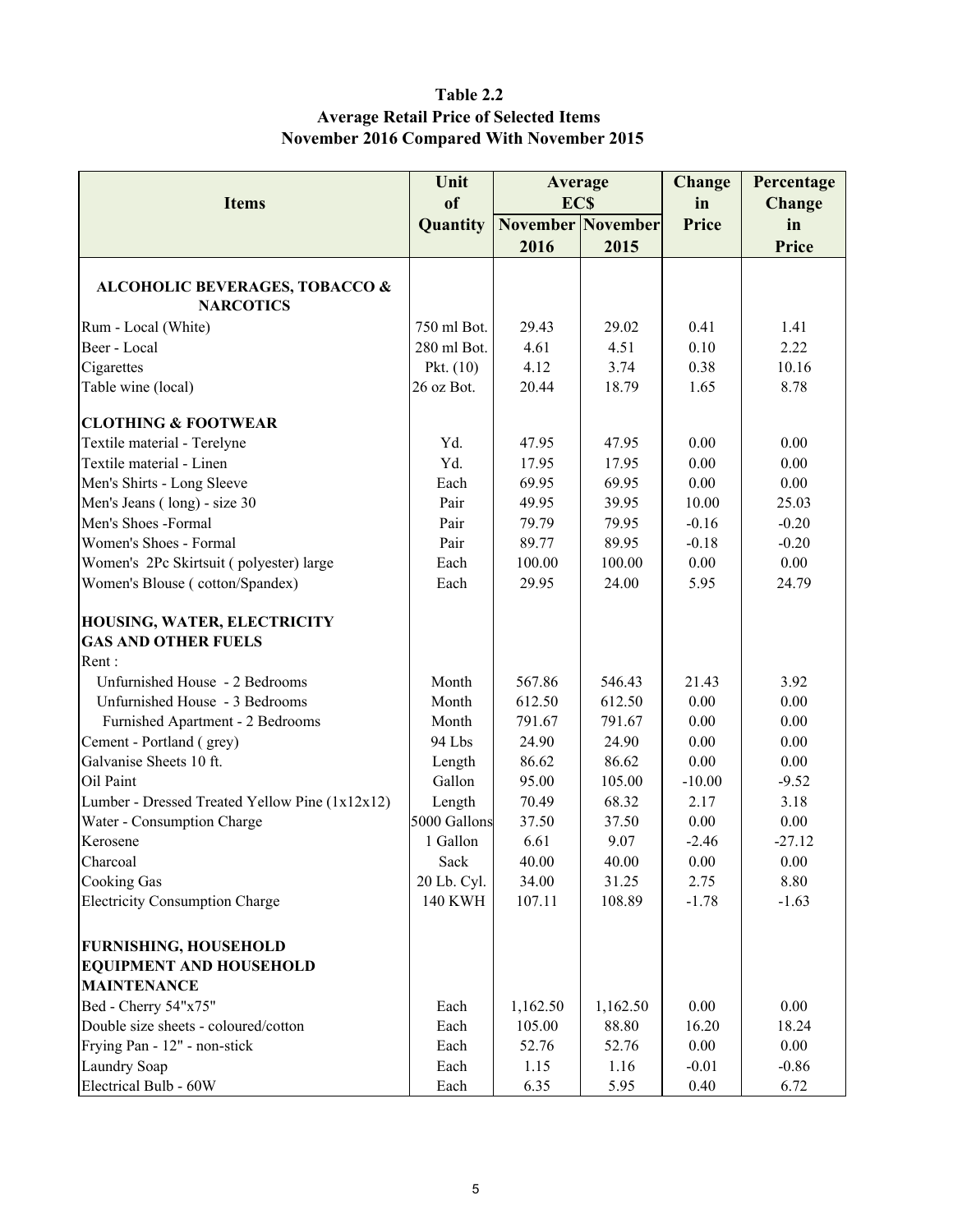**Table 2.2**
**Average Retail Price of Selected Items**
**November 2016 Compared With November 2015**

| Items | Unit of Quantity | Average EC$ November 2016 | Average EC$ November 2015 | Change in Price | Percentage Change in Price |
|---|---|---|---|---|---|
| **ALCOHOLIC BEVERAGES, TOBACCO & NARCOTICS** | | | | | |
| Rum - Local (White) | 750 ml Bot. | 29.43 | 29.02 | 0.41 | 1.41 |
| Beer - Local | 280 ml Bot. | 4.61 | 4.51 | 0.10 | 2.22 |
| Cigarettes | Pkt. (10) | 4.12 | 3.74 | 0.38 | 10.16 |
| Table wine (local) | 26 oz Bot. | 20.44 | 18.79 | 1.65 | 8.78 |
| **CLOTHING & FOOTWEAR** | | | | | |
| Textile material - Terelyne | Yd. | 47.95 | 47.95 | 0.00 | 0.00 |
| Textile material - Linen | Yd. | 17.95 | 17.95 | 0.00 | 0.00 |
| Men's Shirts - Long Sleeve | Each | 69.95 | 69.95 | 0.00 | 0.00 |
| Men's Jeans ( long) - size 30 | Pair | 49.95 | 39.95 | 10.00 | 25.03 |
| Men's Shoes -Formal | Pair | 79.79 | 79.95 | -0.16 | -0.20 |
| Women's Shoes - Formal | Pair | 89.77 | 89.95 | -0.18 | -0.20 |
| Women's 2Pc Skirtsuit ( polyester) large | Each | 100.00 | 100.00 | 0.00 | 0.00 |
| Women's Blouse ( cotton/Spandex) | Each | 29.95 | 24.00 | 5.95 | 24.79 |
| **HOUSING, WATER, ELECTRICITY GAS AND OTHER FUELS** | | | | | |
| Rent : | | | | | |
| Unfurnished House - 2 Bedrooms | Month | 567.86 | 546.43 | 21.43 | 3.92 |
| Unfurnished House - 3 Bedrooms | Month | 612.50 | 612.50 | 0.00 | 0.00 |
| Furnished Apartment - 2 Bedrooms | Month | 791.67 | 791.67 | 0.00 | 0.00 |
| Cement - Portland ( grey) | 94 Lbs | 24.90 | 24.90 | 0.00 | 0.00 |
| Galvanise Sheets 10 ft. | Length | 86.62 | 86.62 | 0.00 | 0.00 |
| Oil Paint | Gallon | 95.00 | 105.00 | -10.00 | -9.52 |
| Lumber - Dressed Treated Yellow Pine (1x12x12) | Length | 70.49 | 68.32 | 2.17 | 3.18 |
| Water - Consumption Charge | 5000 Gallons | 37.50 | 37.50 | 0.00 | 0.00 |
| Kerosene | 1 Gallon | 6.61 | 9.07 | -2.46 | -27.12 |
| Charcoal | Sack | 40.00 | 40.00 | 0.00 | 0.00 |
| Cooking Gas | 20 Lb. Cyl. | 34.00 | 31.25 | 2.75 | 8.80 |
| Electricity Consumption Charge | 140 KWH | 107.11 | 108.89 | -1.78 | -1.63 |
| **FURNISHING, HOUSEHOLD EQUIPMENT AND HOUSEHOLD MAINTENANCE** | | | | | |
| Bed - Cherry 54"x75" | Each | 1,162.50 | 1,162.50 | 0.00 | 0.00 |
| Double size sheets - coloured/cotton | Each | 105.00 | 88.80 | 16.20 | 18.24 |
| Frying Pan - 12" - non-stick | Each | 52.76 | 52.76 | 0.00 | 0.00 |
| Laundry Soap | Each | 1.15 | 1.16 | -0.01 | -0.86 |
| Electrical Bulb - 60W | Each | 6.35 | 5.95 | 0.40 | 6.72 |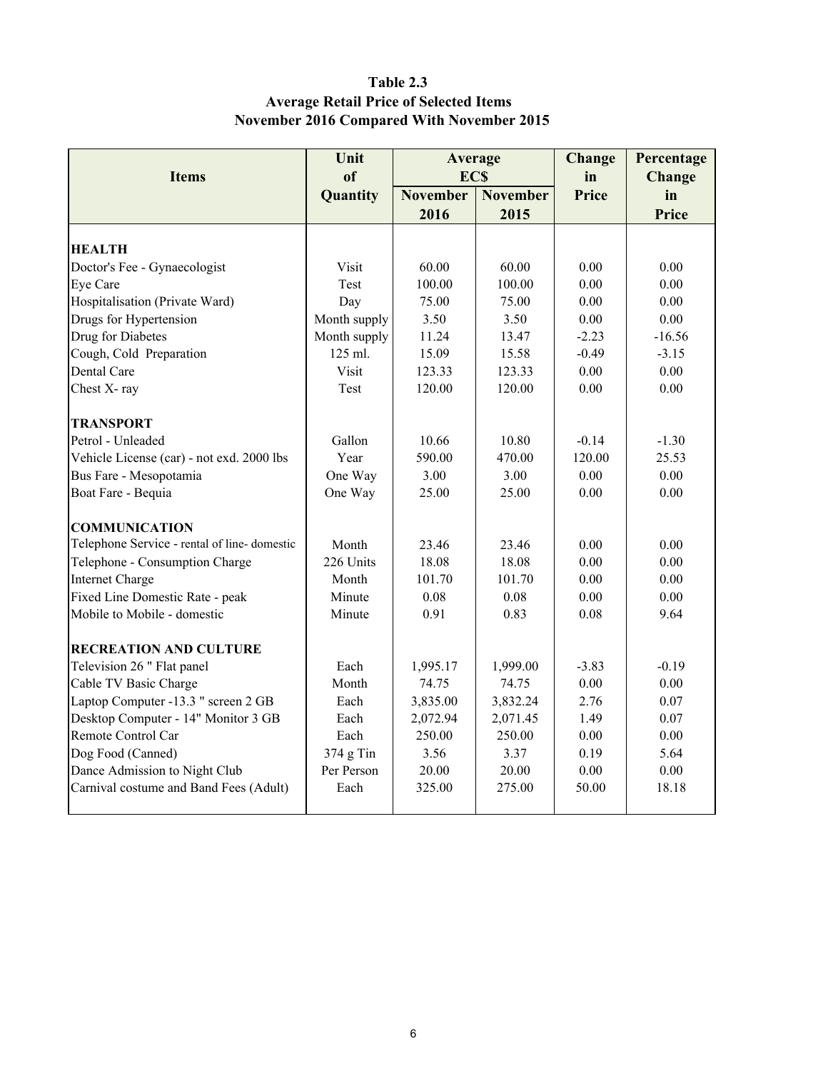# Table 2.3
## Average Retail Price of Selected Items
## November 2016 Compared With November 2015

| Items | Unit of Quantity | Average EC$ | | Change in Price | Percentage Change in Price |
|---|---|---|---|---|---|
| | | November 2016 | November 2015 | | |
| **HEALTH** | | | | | |
| Doctor's Fee - Gynaecologist | Visit | 60.00 | 60.00 | 0.00 | 0.00 |
| Eye Care | Test | 100.00 | 100.00 | 0.00 | 0.00 |
| Hospitalisation (Private Ward) | Day | 75.00 | 75.00 | 0.00 | 0.00 |
| Drugs for Hypertension | Month supply | 3.50 | 3.50 | 0.00 | 0.00 |
| Drug for Diabetes | Month supply | 11.24 | 13.47 | -2.23 | -16.56 |
| Cough, Cold Preparation | 125 ml. | 15.09 | 15.58 | -0.49 | -3.15 |
| Dental Care | Visit | 123.33 | 123.33 | 0.00 | 0.00 |
| Chest X- ray | Test | 120.00 | 120.00 | 0.00 | 0.00 |
| **TRANSPORT** | | | | | |
| Petrol - Unleaded | Gallon | 10.66 | 10.80 | -0.14 | -1.30 |
| Vehicle License (car) - not exd. 2000 lbs | Year | 590.00 | 470.00 | 120.00 | 25.53 |
| Bus Fare - Mesopotamia | One Way | 3.00 | 3.00 | 0.00 | 0.00 |
| Boat Fare - Bequia | One Way | 25.00 | 25.00 | 0.00 | 0.00 |
| **COMMUNICATION** | | | | | |
| Telephone Service - rental of line- domestic | Month | 23.46 | 23.46 | 0.00 | 0.00 |
| Telephone - Consumption Charge | 226 Units | 18.08 | 18.08 | 0.00 | 0.00 |
| Internet Charge | Month | 101.70 | 101.70 | 0.00 | 0.00 |
| Fixed Line Domestic Rate - peak | Minute | 0.08 | 0.08 | 0.00 | 0.00 |
| Mobile to Mobile - domestic | Minute | 0.91 | 0.83 | 0.08 | 9.64 |
| **RECREATION AND CULTURE** | | | | | |
| Television 26 " Flat panel | Each | 1,995.17 | 1,999.00 | -3.83 | -0.19 |
| Cable TV Basic Charge | Month | 74.75 | 74.75 | 0.00 | 0.00 |
| Laptop Computer -13.3 " screen 2 GB | Each | 3,835.00 | 3,832.24 | 2.76 | 0.07 |
| Desktop Computer - 14" Monitor 3 GB | Each | 2,072.94 | 2,071.45 | 1.49 | 0.07 |
| Remote Control Car | Each | 250.00 | 250.00 | 0.00 | 0.00 |
| Dog Food (Canned) | 374 g Tin | 3.56 | 3.37 | 0.19 | 5.64 |
| Dance Admission to Night Club | Per Person | 20.00 | 20.00 | 0.00 | 0.00 |
| Carnival costume and Band Fees (Adult) | Each | 325.00 | 275.00 | 50.00 | 18.18 |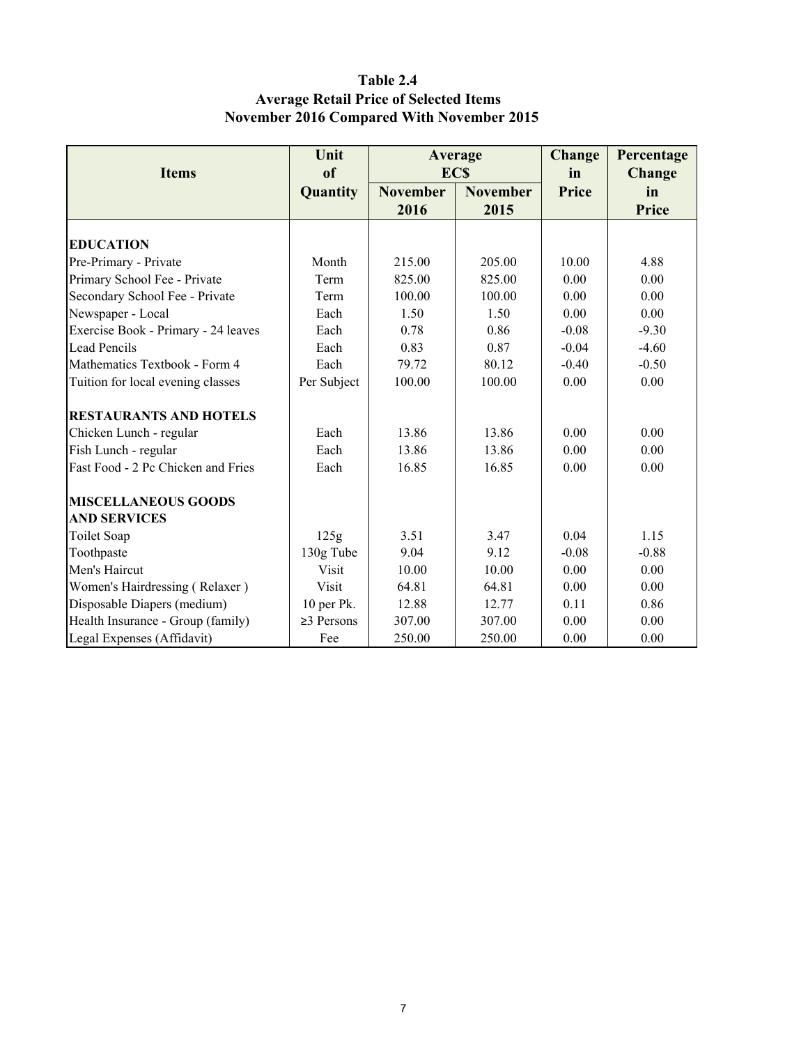**Table 2.4**
**Average Retail Price of Selected Items**
**November 2016 Compared With November 2015**

| Items | Unit of Quantity | Average EC$ | | Change in Price | Percentage Change in Price |
|---|---|---|---|---|---|
| | | November 2016 | November 2015 | | |
| **EDUCATION** | | | | | |
| Pre-Primary - Private | Month | 215.00 | 205.00 | 10.00 | 4.88 |
| Primary School Fee - Private | Term | 825.00 | 825.00 | 0.00 | 0.00 |
| Secondary School Fee - Private | Term | 100.00 | 100.00 | 0.00 | 0.00 |
| Newspaper - Local | Each | 1.50 | 1.50 | 0.00 | 0.00 |
| Exercise Book - Primary - 24 leaves | Each | 0.78 | 0.86 | -0.08 | -9.30 |
| Lead Pencils | Each | 0.83 | 0.87 | -0.04 | -4.60 |
| Mathematics Textbook - Form 4 | Each | 79.72 | 80.12 | -0.40 | -0.50 |
| Tuition for local evening classes | Per Subject | 100.00 | 100.00 | 0.00 | 0.00 |
| **RESTAURANTS AND HOTELS** | | | | | |
| Chicken Lunch - regular | Each | 13.86 | 13.86 | 0.00 | 0.00 |
| Fish Lunch - regular | Each | 13.86 | 13.86 | 0.00 | 0.00 |
| Fast Food - 2 Pc Chicken and Fries | Each | 16.85 | 16.85 | 0.00 | 0.00 |
| **MISCELLANEOUS GOODS AND SERVICES** | | | | | |
| Toilet Soap | 125g | 3.51 | 3.47 | 0.04 | 1.15 |
| Toothpaste | 130g Tube | 9.04 | 9.12 | -0.08 | -0.88 |
| Men's Haircut | Visit | 10.00 | 10.00 | 0.00 | 0.00 |
| Women's Hairdressing ( Relaxer ) | Visit | 64.81 | 64.81 | 0.00 | 0.00 |
| Disposable Diapers (medium) | 10 per Pk. | 12.88 | 12.77 | 0.11 | 0.86 |
| Health Insurance - Group (family) | ≥3 Persons | 307.00 | 307.00 | 0.00 | 0.00 |
| Legal Expenses (Affidavit) | Fee | 250.00 | 250.00 | 0.00 | 0.00 |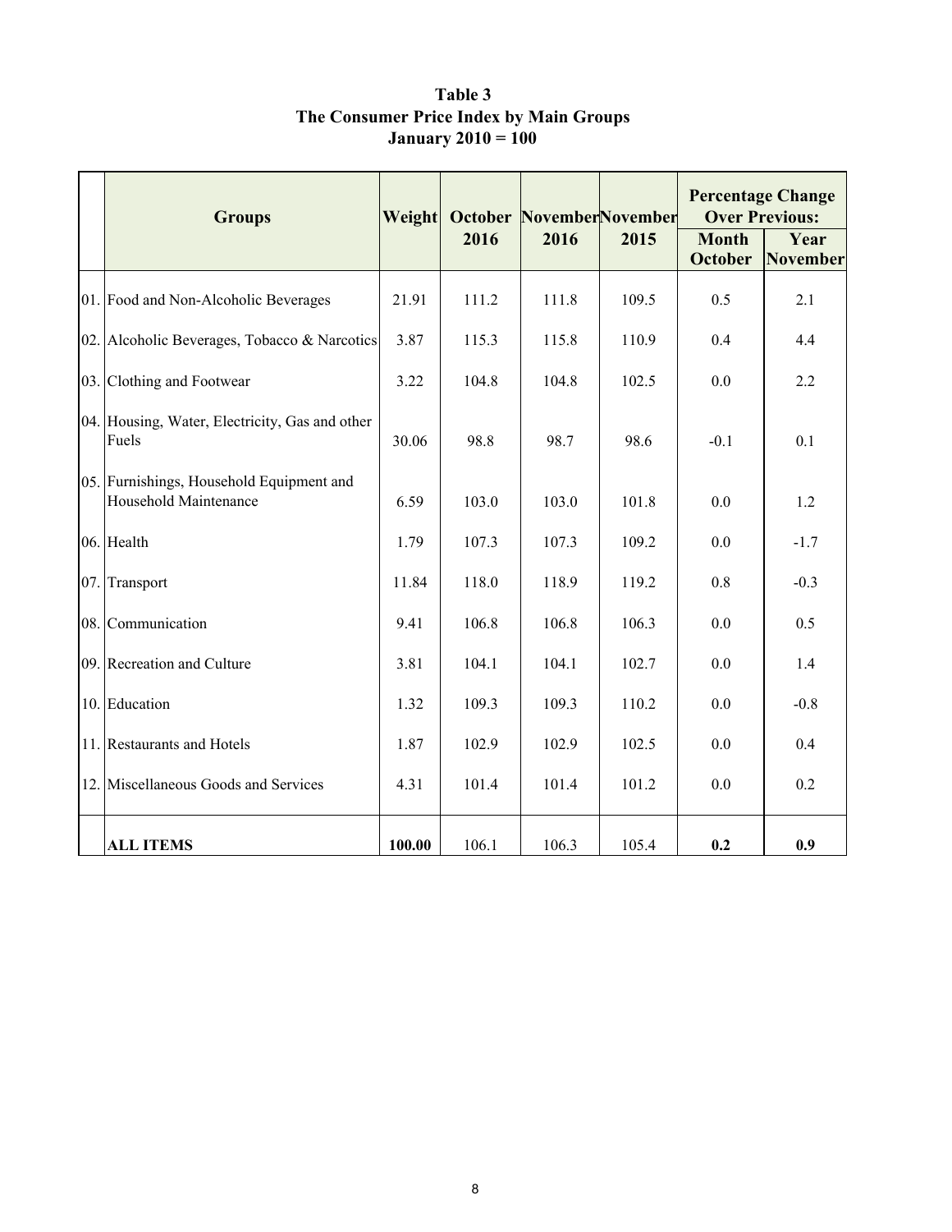# Table 3
## The Consumer Price Index by Main Groups
### January 2010 = 100

| | Groups | Weight | October 2016 | November 2016 | November 2015 | Percentage Change Over Previous: | |
|---|---|---|---|---|---|---|---|
| | | | | | | Month October | Year November |
| 01. | Food and Non-Alcoholic Beverages | 21.91 | 111.2 | 111.8 | 109.5 | 0.5 | 2.1 |
| 02. | Alcoholic Beverages, Tobacco & Narcotics | 3.87 | 115.3 | 115.8 | 110.9 | 0.4 | 4.4 |
| 03. | Clothing and Footwear | 3.22 | 104.8 | 104.8 | 102.5 | 0.0 | 2.2 |
| 04. | Housing, Water, Electricity, Gas and other Fuels | 30.06 | 98.8 | 98.7 | 98.6 | -0.1 | 0.1 |
| 05. | Furnishings, Household Equipment and Household Maintenance | 6.59 | 103.0 | 103.0 | 101.8 | 0.0 | 1.2 |
| 06. | Health | 1.79 | 107.3 | 107.3 | 109.2 | 0.0 | -1.7 |
| 07. | Transport | 11.84 | 118.0 | 118.9 | 119.2 | 0.8 | -0.3 |
| 08. | Communication | 9.41 | 106.8 | 106.8 | 106.3 | 0.0 | 0.5 |
| 09. | Recreation and Culture | 3.81 | 104.1 | 104.1 | 102.7 | 0.0 | 1.4 |
| 10. | Education | 1.32 | 109.3 | 109.3 | 110.2 | 0.0 | -0.8 |
| 11. | Restaurants and Hotels | 1.87 | 102.9 | 102.9 | 102.5 | 0.0 | 0.4 |
| 12. | Miscellaneous Goods and Services | 4.31 | 101.4 | 101.4 | 101.2 | 0.0 | 0.2 |
| | **ALL ITEMS** | **100.00** | 106.1 | 106.3 | 105.4 | **0.2** | **0.9** |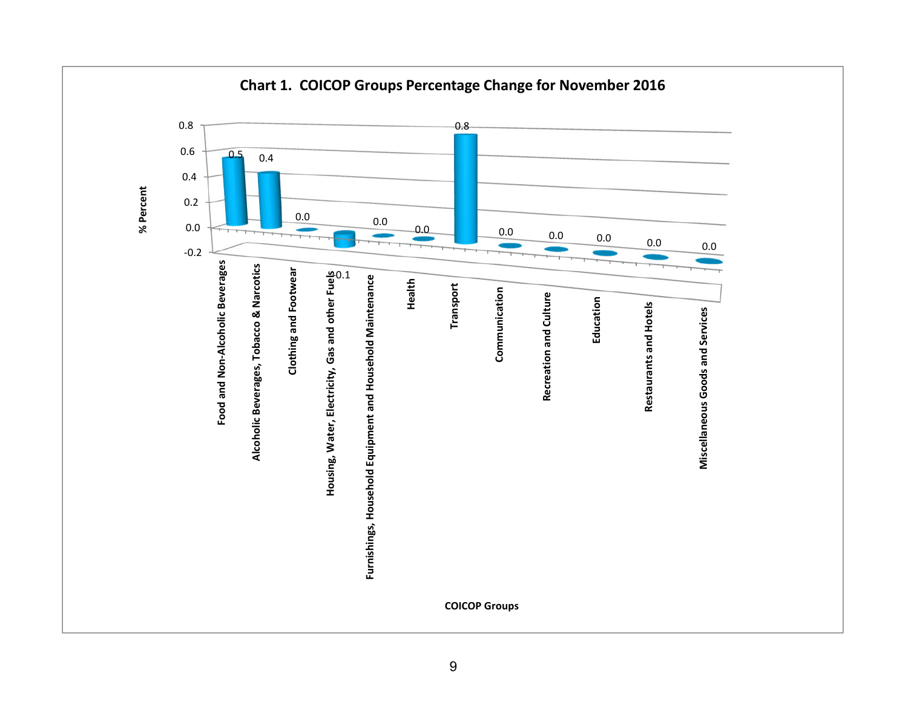**Chart 1. COICOP Groups Percentage Change for November 2016**

| COICOP Groups | % Percent |
|---|---|
| Food and Non-Alcoholic Beverages | 0.5 |
| Alcoholic Beverages, Tobacco & Narcotics | 0.4 |
| Clothing and Footwear | 0.0 |
| Housing, Water, Electricity, Gas and other Fuels | -0.1 |
| Furnishings, Household Equipment and Household Maintenance | 0.0 |
| Health | 0.0 |
| Transport | 0.8 |
| Communication | 0.0 |
| Recreation and Culture | 0.0 |
| Education | 0.0 |
| Restaurants and Hotels | 0.0 |
| Miscellaneous Goods and Services | 0.0 |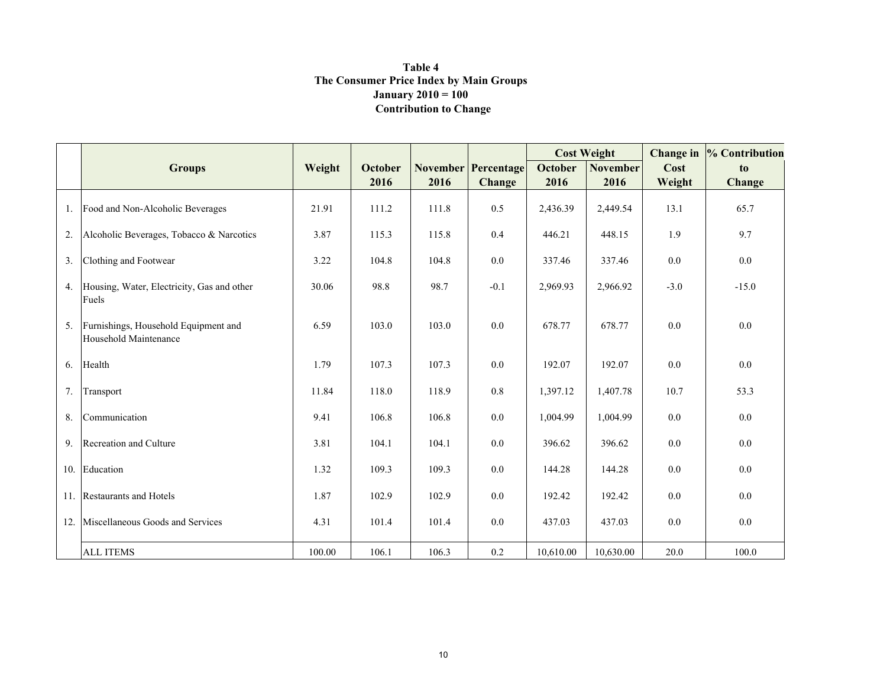**Table 4**
**The Consumer Price Index by Main Groups**
**January 2010 = 100**
**Contribution to Change**

| | Groups | Weight | October 2016 | November 2016 | Percentage Change | Cost Weight October 2016 | Cost Weight November 2016 | Change in Cost Weight | % Contribution to Change |
|---|---|---|---|---|---|---|---|---|---|
| 1. | Food and Non-Alcoholic Beverages | 21.91 | 111.2 | 111.8 | 0.5 | 2,436.39 | 2,449.54 | 13.1 | 65.7 |
| 2. | Alcoholic Beverages, Tobacco & Narcotics | 3.87 | 115.3 | 115.8 | 0.4 | 446.21 | 448.15 | 1.9 | 9.7 |
| 3. | Clothing and Footwear | 3.22 | 104.8 | 104.8 | 0.0 | 337.46 | 337.46 | 0.0 | 0.0 |
| 4. | Housing, Water, Electricity, Gas and other Fuels | 30.06 | 98.8 | 98.7 | -0.1 | 2,969.93 | 2,966.92 | -3.0 | -15.0 |
| 5. | Furnishings, Household Equipment and Household Maintenance | 6.59 | 103.0 | 103.0 | 0.0 | 678.77 | 678.77 | 0.0 | 0.0 |
| 6. | Health | 1.79 | 107.3 | 107.3 | 0.0 | 192.07 | 192.07 | 0.0 | 0.0 |
| 7. | Transport | 11.84 | 118.0 | 118.9 | 0.8 | 1,397.12 | 1,407.78 | 10.7 | 53.3 |
| 8. | Communication | 9.41 | 106.8 | 106.8 | 0.0 | 1,004.99 | 1,004.99 | 0.0 | 0.0 |
| 9. | Recreation and Culture | 3.81 | 104.1 | 104.1 | 0.0 | 396.62 | 396.62 | 0.0 | 0.0 |
| 10. | Education | 1.32 | 109.3 | 109.3 | 0.0 | 144.28 | 144.28 | 0.0 | 0.0 |
| 11. | Restaurants and Hotels | 1.87 | 102.9 | 102.9 | 0.0 | 192.42 | 192.42 | 0.0 | 0.0 |
| 12. | Miscellaneous Goods and Services | 4.31 | 101.4 | 101.4 | 0.0 | 437.03 | 437.03 | 0.0 | 0.0 |
| | ALL ITEMS | 100.00 | 106.1 | 106.3 | 0.2 | 10,610.00 | 10,630.00 | 20.0 | 100.0 |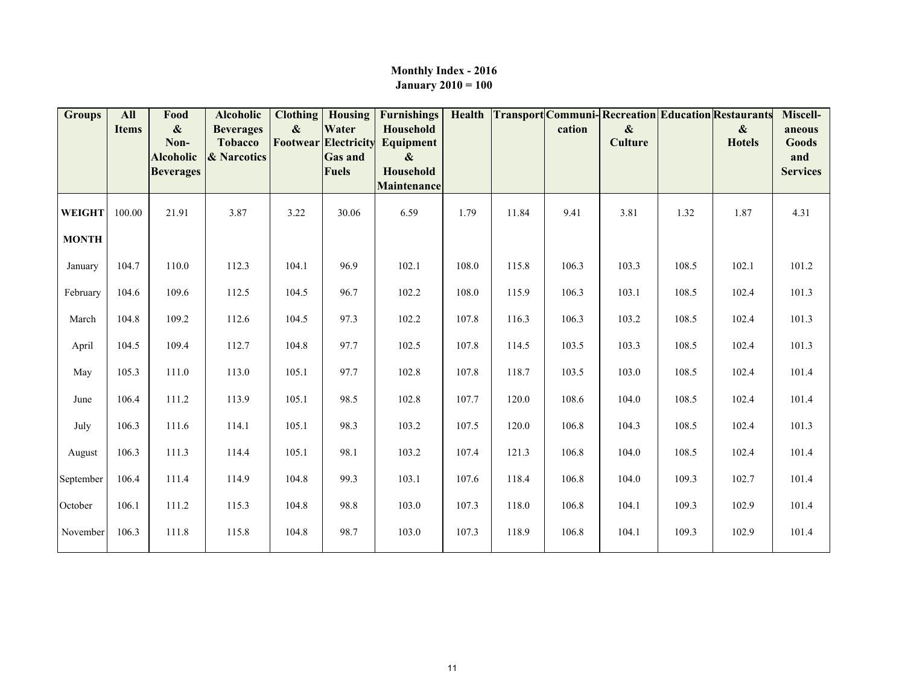**Monthly Index - 2016**
**January 2010 = 100**

| Groups | All Items | Food & Non-Alcoholic Beverages | Alcoholic Beverages Tobacco & Narcotics | Clothing & Footwear | Housing Water Electricity Gas and Fuels | Furnishings Household Equipment & Household Maintenance | Health | Transport | Communi-cation | Recreation & Culture | Education | Restaurants & Hotels | Miscell-aneous Goods and Services |
|---|---|---|---|---|---|---|---|---|---|---|---|---|---|
| **WEIGHT** | 100.00 | 21.91 | 3.87 | 3.22 | 30.06 | 6.59 | 1.79 | 11.84 | 9.41 | 3.81 | 1.32 | 1.87 | 4.31 |
| **MONTH** | | | | | | | | | | | | | |
| January | 104.7 | 110.0 | 112.3 | 104.1 | 96.9 | 102.1 | 108.0 | 115.8 | 106.3 | 103.3 | 108.5 | 102.1 | 101.2 |
| February | 104.6 | 109.6 | 112.5 | 104.5 | 96.7 | 102.2 | 108.0 | 115.9 | 106.3 | 103.1 | 108.5 | 102.4 | 101.3 |
| March | 104.8 | 109.2 | 112.6 | 104.5 | 97.3 | 102.2 | 107.8 | 116.3 | 106.3 | 103.2 | 108.5 | 102.4 | 101.3 |
| April | 104.5 | 109.4 | 112.7 | 104.8 | 97.7 | 102.5 | 107.8 | 114.5 | 103.5 | 103.3 | 108.5 | 102.4 | 101.3 |
| May | 105.3 | 111.0 | 113.0 | 105.1 | 97.7 | 102.8 | 107.8 | 118.7 | 103.5 | 103.0 | 108.5 | 102.4 | 101.4 |
| June | 106.4 | 111.2 | 113.9 | 105.1 | 98.5 | 102.8 | 107.7 | 120.0 | 108.6 | 104.0 | 108.5 | 102.4 | 101.4 |
| July | 106.3 | 111.6 | 114.1 | 105.1 | 98.3 | 103.2 | 107.5 | 120.0 | 106.8 | 104.3 | 108.5 | 102.4 | 101.3 |
| August | 106.3 | 111.3 | 114.4 | 105.1 | 98.1 | 103.2 | 107.4 | 121.3 | 106.8 | 104.0 | 108.5 | 102.4 | 101.4 |
| September | 106.4 | 111.4 | 114.9 | 104.8 | 99.3 | 103.1 | 107.6 | 118.4 | 106.8 | 104.0 | 109.3 | 102.7 | 101.4 |
| October | 106.1 | 111.2 | 115.3 | 104.8 | 98.8 | 103.0 | 107.3 | 118.0 | 106.8 | 104.1 | 109.3 | 102.9 | 101.4 |
| November | 106.3 | 111.8 | 115.8 | 104.8 | 98.7 | 103.0 | 107.3 | 118.9 | 106.8 | 104.1 | 109.3 | 102.9 | 101.4 |